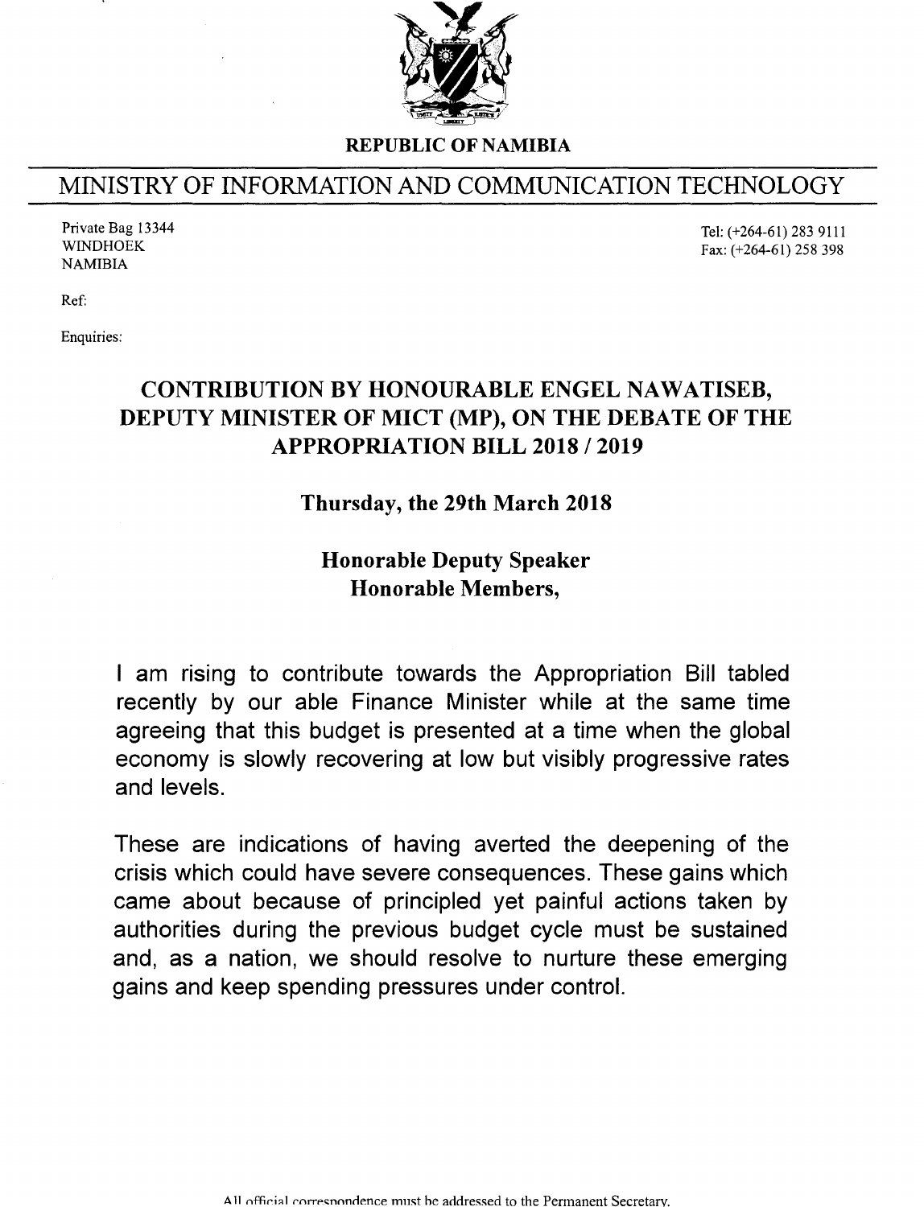**REPUBLIC OF NAMIBIA**

# MINISTRY OF INFORMATION AND COMMUNICATION TECHNOLOGY

Private Bag 13344
WINDHOEK
NAMIBIA

Tel: (+264-61) 283 9111
Fax: (+264-61) 258 398

Ref:

Enquiries:

## CONTRIBUTION BY HONOURABLE ENGEL NAWATISEB, DEPUTY MINISTER OF MICT (MP), ON THE DEBATE OF THE APPROPRIATION BILL 2018 / 2019

**Thursday, the 29th March 2018**

**Honorable Deputy Speaker**
**Honorable Members,**

I am rising to contribute towards the Appropriation Bill tabled recently by our able Finance Minister while at the same time agreeing that this budget is presented at a time when the global economy is slowly recovering at low but visibly progressive rates and levels.

These are indications of having averted the deepening of the crisis which could have severe consequences. These gains which came about because of principled yet painful actions taken by authorities during the previous budget cycle must be sustained and, as a nation, we should resolve to nurture these emerging gains and keep spending pressures under control.

All official correspondence must be addressed to the Permanent Secretary.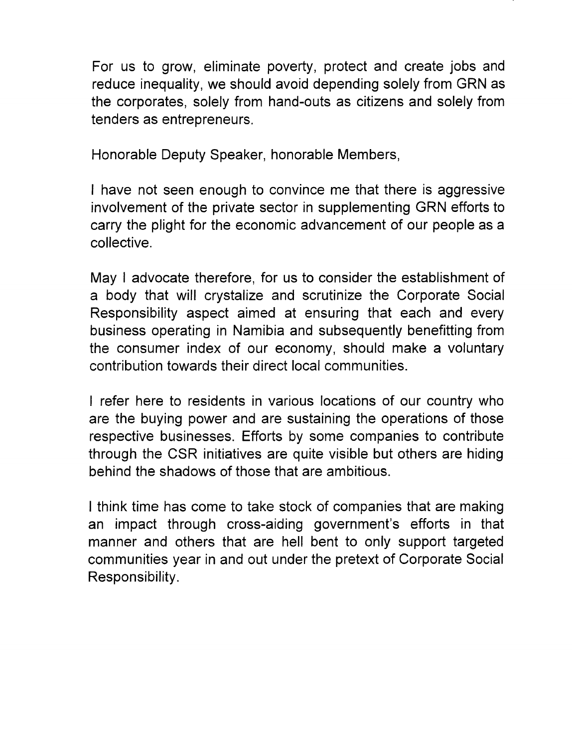For us to grow, eliminate poverty, protect and create jobs and reduce inequality, we should avoid depending solely from GRN as the corporates, solely from hand-outs as citizens and solely from tenders as entrepreneurs.

Honorable Deputy Speaker, honorable Members,

I have not seen enough to convince me that there is aggressive involvement of the private sector in supplementing GRN efforts to carry the plight for the economic advancement of our people as a collective.

May I advocate therefore, for us to consider the establishment of a body that will crystalize and scrutinize the Corporate Social Responsibility aspect aimed at ensuring that each and every business operating in Namibia and subsequently benefitting from the consumer index of our economy, should make a voluntary contribution towards their direct local communities.

I refer here to residents in various locations of our country who are the buying power and are sustaining the operations of those respective businesses. Efforts by some companies to contribute through the CSR initiatives are quite visible but others are hiding behind the shadows of those that are ambitious.

I think time has come to take stock of companies that are making an impact through cross-aiding government's efforts in that manner and others that are hell bent to only support targeted communities year in and out under the pretext of Corporate Social Responsibility.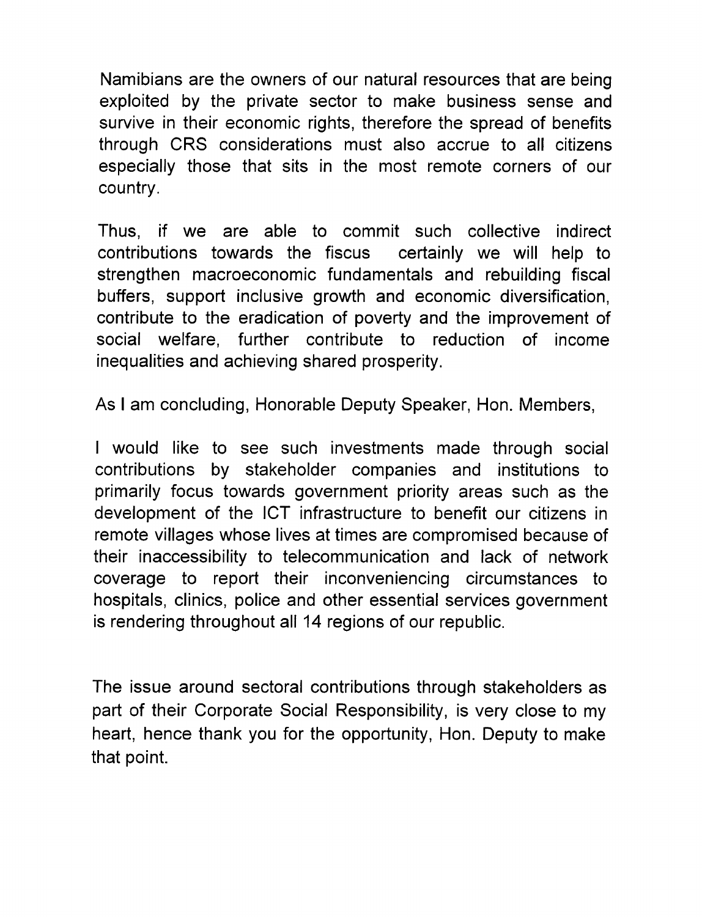Namibians are the owners of our natural resources that are being exploited by the private sector to make business sense and survive in their economic rights, therefore the spread of benefits through CRS considerations must also accrue to all citizens especially those that sits in the most remote corners of our country.

Thus, if we are able to commit such collective indirect contributions towards the fiscus certainly we will help to strengthen macroeconomic fundamentals and rebuilding fiscal buffers, support inclusive growth and economic diversification, contribute to the eradication of poverty and the improvement of social welfare, further contribute to reduction of income inequalities and achieving shared prosperity.

As I am concluding, Honorable Deputy Speaker, Hon. Members,

I would like to see such investments made through social contributions by stakeholder companies and institutions to primarily focus towards government priority areas such as the development of the ICT infrastructure to benefit our citizens in remote villages whose lives at times are compromised because of their inaccessibility to telecommunication and lack of network coverage to report their inconveniencing circumstances to hospitals, clinics, police and other essential services government is rendering throughout all 14 regions of our republic.

The issue around sectoral contributions through stakeholders as part of their Corporate Social Responsibility, is very close to my heart, hence thank you for the opportunity, Hon. Deputy to make that point.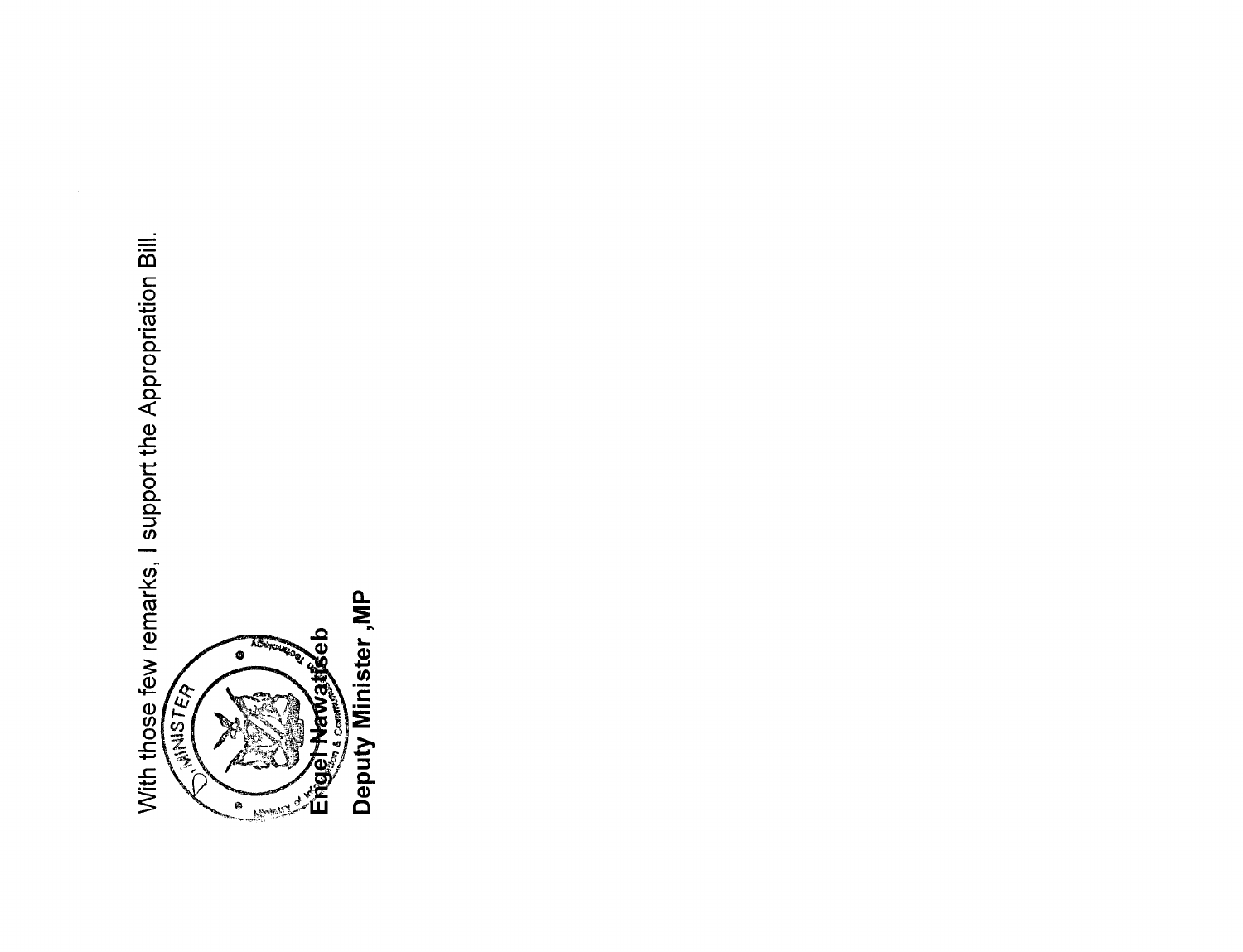With those few remarks, I support the Appropriation Bill.

**Engel Nawatiseb**

**Deputy Minister ,MP**